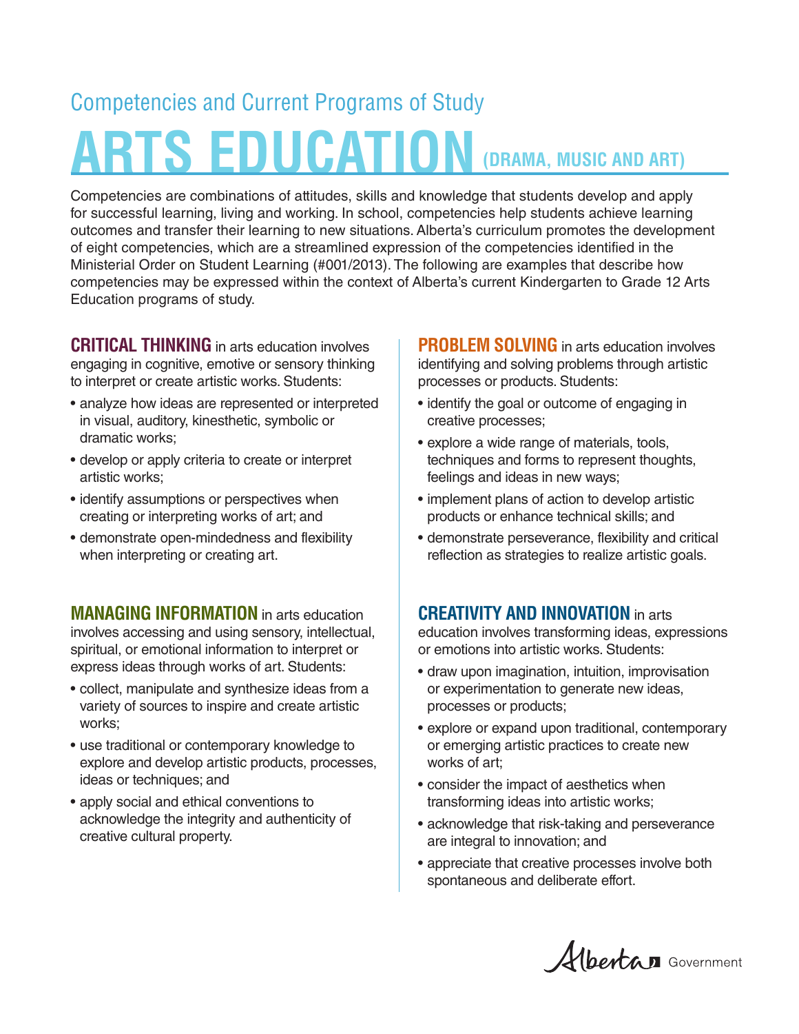Competencies and Current Programs of Study

# ARTS EDUCATION (DRAMA, MUSIC AND ART)

Competencies are combinations of attitudes, skills and knowledge that students develop and apply for successful learning, living and working. In school, competencies help students achieve learning outcomes and transfer their learning to new situations. Alberta's curriculum promotes the development of eight competencies, which are a streamlined expression of the competencies identified in the Ministerial Order on Student Learning (#001/2013). The following are examples that describe how competencies may be expressed within the context of Alberta's current Kindergarten to Grade 12 Arts Education programs of study.

**CRITICAL THINKING** in arts education involves engaging in cognitive, emotive or sensory thinking to interpret or create artistic works. Students:

- analyze how ideas are represented or interpreted in visual, auditory, kinesthetic, symbolic or dramatic works;
- develop or apply criteria to create or interpret artistic works;
- identify assumptions or perspectives when creating or interpreting works of art; and
- demonstrate open-mindedness and flexibility when interpreting or creating art.

**MANAGING INFORMATION** in arts education involves accessing and using sensory, intellectual, spiritual, or emotional information to interpret or express ideas through works of art. Students:

- collect, manipulate and synthesize ideas from a variety of sources to inspire and create artistic works;
- use traditional or contemporary knowledge to explore and develop artistic products, processes, ideas or techniques; and
- apply social and ethical conventions to acknowledge the integrity and authenticity of creative cultural property.

**PROBLEM SOLVING** in arts education involves identifying and solving problems through artistic processes or products. Students:

- identify the goal or outcome of engaging in creative processes;
- explore a wide range of materials, tools, techniques and forms to represent thoughts, feelings and ideas in new ways;
- implement plans of action to develop artistic products or enhance technical skills; and
- demonstrate perseverance, flexibility and critical reflection as strategies to realize artistic goals.

**CREATIVITY AND INNOVATION** in arts education involves transforming ideas, expressions or emotions into artistic works. Students:

- draw upon imagination, intuition, improvisation or experimentation to generate new ideas, processes or products;
- explore or expand upon traditional, contemporary or emerging artistic practices to create new works of art;
- consider the impact of aesthetics when transforming ideas into artistic works;
- acknowledge that risk-taking and perseverance are integral to innovation; and
- appreciate that creative processes involve both spontaneous and deliberate effort.

Alberta Government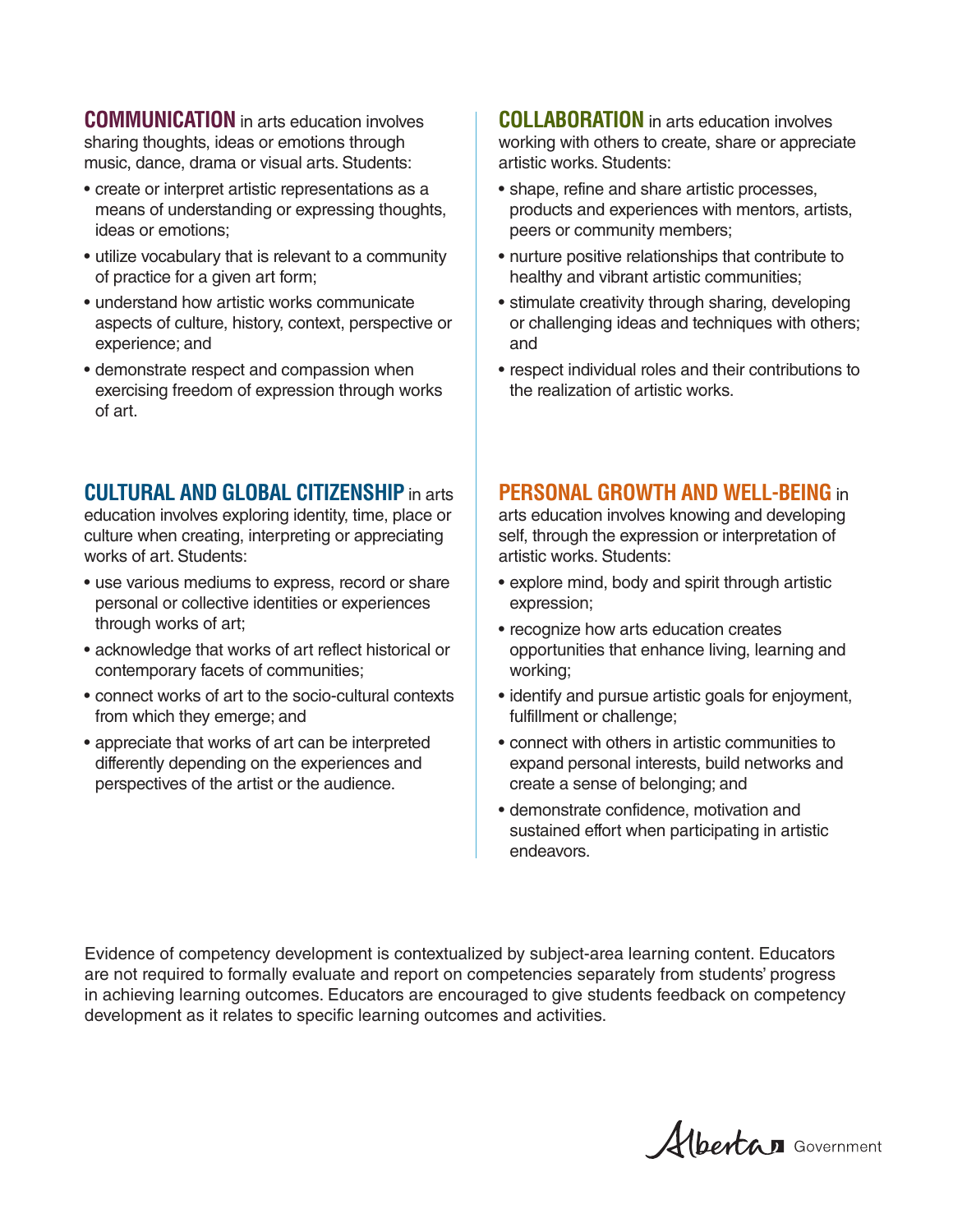**COMMUNICATION** in arts education involves sharing thoughts, ideas or emotions through music, dance, drama or visual arts. Students:

- create or interpret artistic representations as a means of understanding or expressing thoughts, ideas or emotions;
- utilize vocabulary that is relevant to a community of practice for a given art form;
- understand how artistic works communicate aspects of culture, history, context, perspective or experience; and
- demonstrate respect and compassion when exercising freedom of expression through works of art.

**COLLABORATION** in arts education involves working with others to create, share or appreciate artistic works. Students:

- shape, refine and share artistic processes, products and experiences with mentors, artists, peers or community members;
- nurture positive relationships that contribute to healthy and vibrant artistic communities;
- stimulate creativity through sharing, developing or challenging ideas and techniques with others; and
- respect individual roles and their contributions to the realization of artistic works.

**CULTURAL AND GLOBAL CITIZENSHIP** in arts education involves exploring identity, time, place or culture when creating, interpreting or appreciating works of art. Students:

- use various mediums to express, record or share personal or collective identities or experiences through works of art;
- acknowledge that works of art reflect historical or contemporary facets of communities;
- connect works of art to the socio-cultural contexts from which they emerge; and
- appreciate that works of art can be interpreted differently depending on the experiences and perspectives of the artist or the audience.

**PERSONAL GROWTH AND WELL-BEING** in arts education involves knowing and developing self, through the expression or interpretation of artistic works. Students:

- explore mind, body and spirit through artistic expression;
- recognize how arts education creates opportunities that enhance living, learning and working;
- identify and pursue artistic goals for enjoyment, fulfillment or challenge;
- connect with others in artistic communities to expand personal interests, build networks and create a sense of belonging; and
- demonstrate confidence, motivation and sustained effort when participating in artistic endeavors.

Evidence of competency development is contextualized by subject-area learning content. Educators are not required to formally evaluate and report on competencies separately from students' progress in achieving learning outcomes. Educators are encouraged to give students feedback on competency development as it relates to specific learning outcomes and activities.

Alberta Government